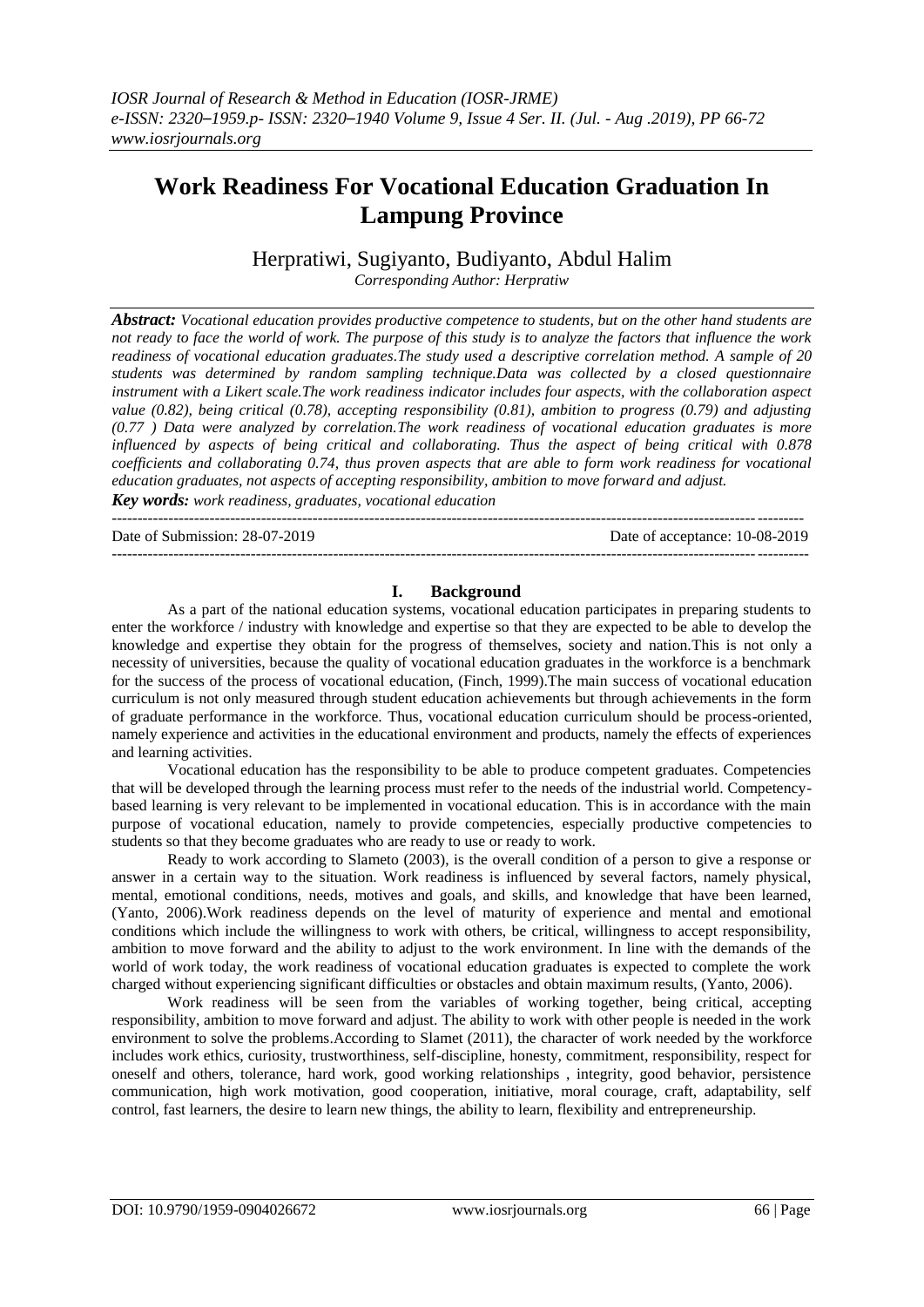# Work Readiness For Vocational Education Graduation In Lampung Province

Herpratiwi, Sugiyanto, Budiyanto, Abdul Halim

*Corresponding Author: Herpratiw*

***Abstract:*** *Vocational education provides productive competence to students, but on the other hand students are not ready to face the world of work. The purpose of this study is to analyze the factors that influence the work readiness of vocational education graduates.The study used a descriptive correlation method. A sample of 20 students was determined by random sampling technique.Data was collected by a closed questionnaire instrument with a Likert scale.The work readiness indicator includes four aspects, with the collaboration aspect value (0.82), being critical (0.78), accepting responsibility (0.81), ambition to progress (0.79) and adjusting (0.77 ) Data were analyzed by correlation.The work readiness of vocational education graduates is more influenced by aspects of being critical and collaborating. Thus the aspect of being critical with 0.878 coefficients and collaborating 0.74, thus proven aspects that are able to form work readiness for vocational education graduates, not aspects of accepting responsibility, ambition to move forward and adjust.*

***Key words:*** *work readiness, graduates, vocational education*

---

Date of Submission: 28-07-2019 Date of acceptance: 10-08-2019

---

## I. Background

As a part of the national education systems, vocational education participates in preparing students to enter the workforce / industry with knowledge and expertise so that they are expected to be able to develop the knowledge and expertise they obtain for the progress of themselves, society and nation.This is not only a necessity of universities, because the quality of vocational education graduates in the workforce is a benchmark for the success of the process of vocational education, (Finch, 1999).The main success of vocational education curriculum is not only measured through student education achievements but through achievements in the form of graduate performance in the workforce. Thus, vocational education curriculum should be process-oriented, namely experience and activities in the educational environment and products, namely the effects of experiences and learning activities.

Vocational education has the responsibility to be able to produce competent graduates. Competencies that will be developed through the learning process must refer to the needs of the industrial world. Competency-based learning is very relevant to be implemented in vocational education. This is in accordance with the main purpose of vocational education, namely to provide competencies, especially productive competencies to students so that they become graduates who are ready to use or ready to work.

Ready to work according to Slameto (2003), is the overall condition of a person to give a response or answer in a certain way to the situation. Work readiness is influenced by several factors, namely physical, mental, emotional conditions, needs, motives and goals, and skills, and knowledge that have been learned, (Yanto, 2006).Work readiness depends on the level of maturity of experience and mental and emotional conditions which include the willingness to work with others, be critical, willingness to accept responsibility, ambition to move forward and the ability to adjust to the work environment. In line with the demands of the world of work today, the work readiness of vocational education graduates is expected to complete the work charged without experiencing significant difficulties or obstacles and obtain maximum results, (Yanto, 2006).

Work readiness will be seen from the variables of working together, being critical, accepting responsibility, ambition to move forward and adjust. The ability to work with other people is needed in the work environment to solve the problems.According to Slamet (2011), the character of work needed by the workforce includes work ethics, curiosity, trustworthiness, self-discipline, honesty, commitment, responsibility, respect for oneself and others, tolerance, hard work, good working relationships , integrity, good behavior, persistence communication, high work motivation, good cooperation, initiative, moral courage, craft, adaptability, self control, fast learners, the desire to learn new things, the ability to learn, flexibility and entrepreneurship.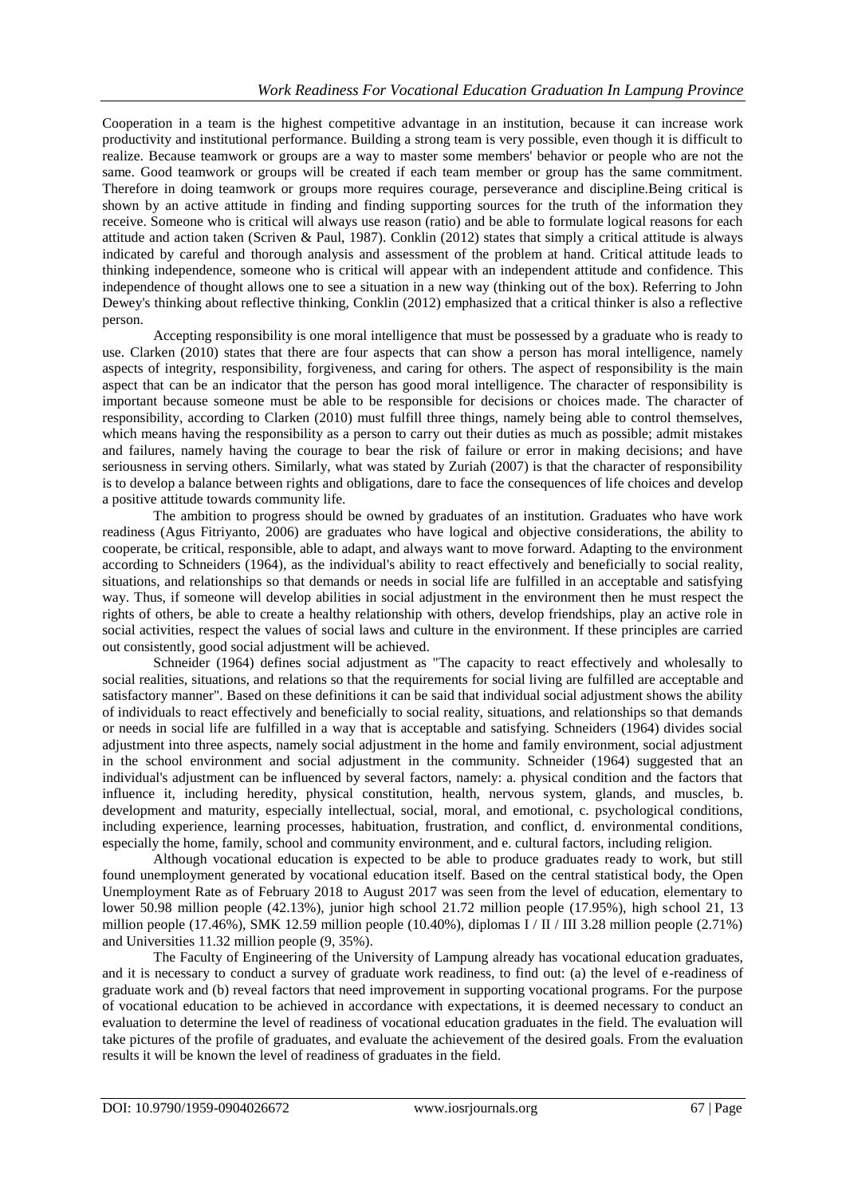Cooperation in a team is the highest competitive advantage in an institution, because it can increase work productivity and institutional performance. Building a strong team is very possible, even though it is difficult to realize. Because teamwork or groups are a way to master some members' behavior or people who are not the same. Good teamwork or groups will be created if each team member or group has the same commitment. Therefore in doing teamwork or groups more requires courage, perseverance and discipline.Being critical is shown by an active attitude in finding and finding supporting sources for the truth of the information they receive. Someone who is critical will always use reason (ratio) and be able to formulate logical reasons for each attitude and action taken (Scriven & Paul, 1987). Conklin (2012) states that simply a critical attitude is always indicated by careful and thorough analysis and assessment of the problem at hand. Critical attitude leads to thinking independence, someone who is critical will appear with an independent attitude and confidence. This independence of thought allows one to see a situation in a new way (thinking out of the box). Referring to John Dewey's thinking about reflective thinking, Conklin (2012) emphasized that a critical thinker is also a reflective person.

Accepting responsibility is one moral intelligence that must be possessed by a graduate who is ready to use. Clarken (2010) states that there are four aspects that can show a person has moral intelligence, namely aspects of integrity, responsibility, forgiveness, and caring for others. The aspect of responsibility is the main aspect that can be an indicator that the person has good moral intelligence. The character of responsibility is important because someone must be able to be responsible for decisions or choices made. The character of responsibility, according to Clarken (2010) must fulfill three things, namely being able to control themselves, which means having the responsibility as a person to carry out their duties as much as possible; admit mistakes and failures, namely having the courage to bear the risk of failure or error in making decisions; and have seriousness in serving others. Similarly, what was stated by Zuriah (2007) is that the character of responsibility is to develop a balance between rights and obligations, dare to face the consequences of life choices and develop a positive attitude towards community life.

The ambition to progress should be owned by graduates of an institution. Graduates who have work readiness (Agus Fitriyanto, 2006) are graduates who have logical and objective considerations, the ability to cooperate, be critical, responsible, able to adapt, and always want to move forward. Adapting to the environment according to Schneiders (1964), as the individual's ability to react effectively and beneficially to social reality, situations, and relationships so that demands or needs in social life are fulfilled in an acceptable and satisfying way. Thus, if someone will develop abilities in social adjustment in the environment then he must respect the rights of others, be able to create a healthy relationship with others, develop friendships, play an active role in social activities, respect the values of social laws and culture in the environment. If these principles are carried out consistently, good social adjustment will be achieved.

Schneider (1964) defines social adjustment as "The capacity to react effectively and wholesally to social realities, situations, and relations so that the requirements for social living are fulfilled are acceptable and satisfactory manner". Based on these definitions it can be said that individual social adjustment shows the ability of individuals to react effectively and beneficially to social reality, situations, and relationships so that demands or needs in social life are fulfilled in a way that is acceptable and satisfying. Schneiders (1964) divides social adjustment into three aspects, namely social adjustment in the home and family environment, social adjustment in the school environment and social adjustment in the community. Schneider (1964) suggested that an individual's adjustment can be influenced by several factors, namely: a. physical condition and the factors that influence it, including heredity, physical constitution, health, nervous system, glands, and muscles, b. development and maturity, especially intellectual, social, moral, and emotional, c. psychological conditions, including experience, learning processes, habituation, frustration, and conflict, d. environmental conditions, especially the home, family, school and community environment, and e. cultural factors, including religion.

Although vocational education is expected to be able to produce graduates ready to work, but still found unemployment generated by vocational education itself. Based on the central statistical body, the Open Unemployment Rate as of February 2018 to August 2017 was seen from the level of education, elementary to lower 50.98 million people (42.13%), junior high school 21.72 million people (17.95%), high school 21, 13 million people (17.46%), SMK 12.59 million people (10.40%), diplomas I / II / III 3.28 million people (2.71%) and Universities 11.32 million people (9, 35%).

The Faculty of Engineering of the University of Lampung already has vocational education graduates, and it is necessary to conduct a survey of graduate work readiness, to find out: (a) the level of e-readiness of graduate work and (b) reveal factors that need improvement in supporting vocational programs. For the purpose of vocational education to be achieved in accordance with expectations, it is deemed necessary to conduct an evaluation to determine the level of readiness of vocational education graduates in the field. The evaluation will take pictures of the profile of graduates, and evaluate the achievement of the desired goals. From the evaluation results it will be known the level of readiness of graduates in the field.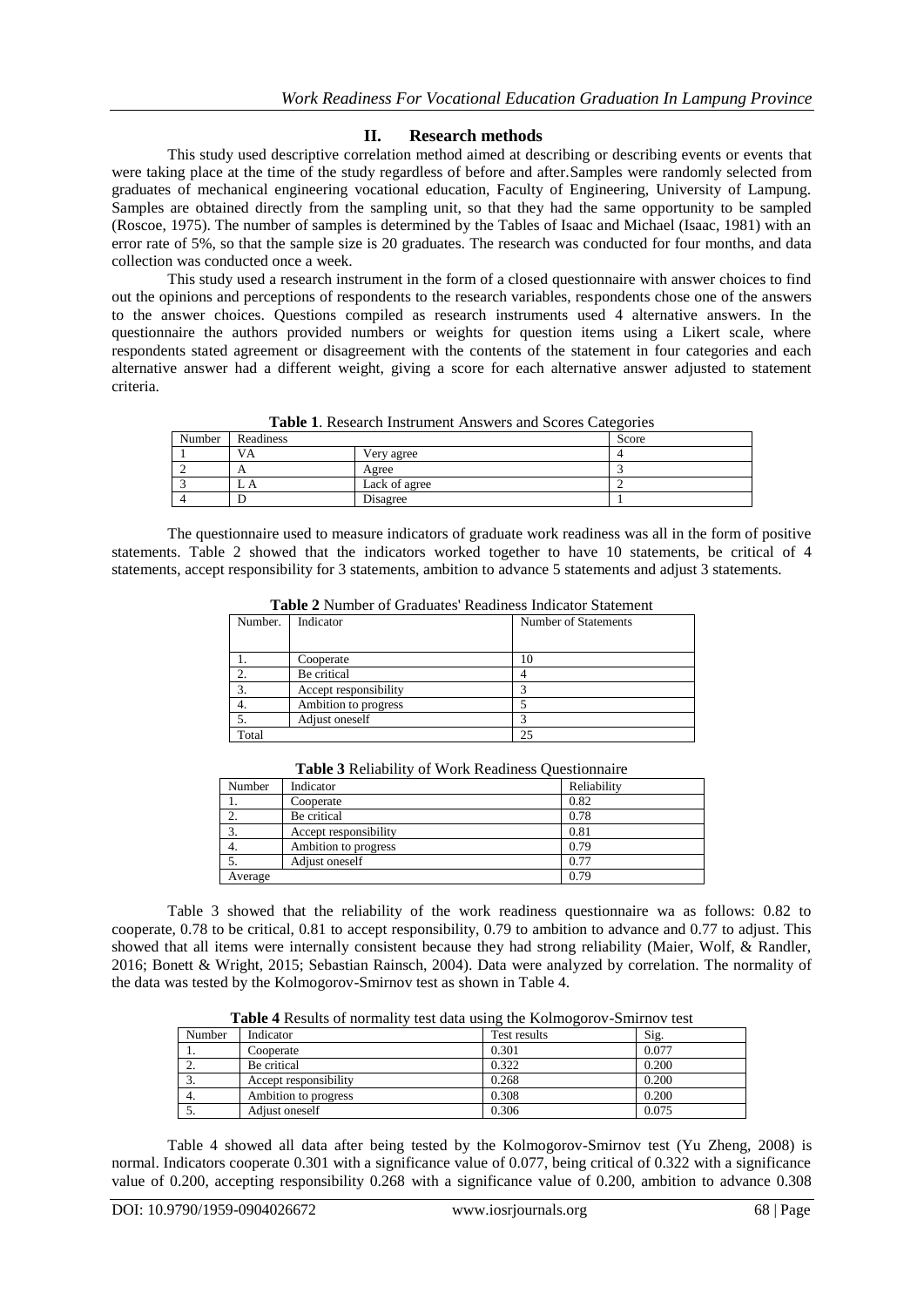## II. Research methods

This study used descriptive correlation method aimed at describing or describing events or events that were taking place at the time of the study regardless of before and after.Samples were randomly selected from graduates of mechanical engineering vocational education, Faculty of Engineering, University of Lampung. Samples are obtained directly from the sampling unit, so that they had the same opportunity to be sampled (Roscoe, 1975). The number of samples is determined by the Tables of Isaac and Michael (Isaac, 1981) with an error rate of 5%, so that the sample size is 20 graduates. The research was conducted for four months, and data collection was conducted once a week.

This study used a research instrument in the form of a closed questionnaire with answer choices to find out the opinions and perceptions of respondents to the research variables, respondents chose one of the answers to the answer choices. Questions compiled as research instruments used 4 alternative answers. In the questionnaire the authors provided numbers or weights for question items using a Likert scale, where respondents stated agreement or disagreement with the contents of the statement in four categories and each alternative answer had a different weight, giving a score for each alternative answer adjusted to statement criteria.

**Table 1**. Research Instrument Answers and Scores Categories

| Number | Readiness | | Score |
|---|---|---|---|
| 1 | VA | Very agree | 4 |
| 2 | A | Agree | 3 |
| 3 | L A | Lack of agree | 2 |
| 4 | D | Disagree | 1 |

The questionnaire used to measure indicators of graduate work readiness was all in the form of positive statements. Table 2 showed that the indicators worked together to have 10 statements, be critical of 4 statements, accept responsibility for 3 statements, ambition to advance 5 statements and adjust 3 statements.

**Table 2** Number of Graduates' Readiness Indicator Statement

| Number. | Indicator | Number of Statements |
|---|---|---|
| 1. | Cooperate | 10 |
| 2. | Be critical | 4 |
| 3. | Accept responsibility | 3 |
| 4. | Ambition to progress | 5 |
| 5. | Adjust oneself | 3 |
| Total | | 25 |

**Table 3** Reliability of Work Readiness Questionnaire

| Number | Indicator | Reliability |
|---|---|---|
| 1. | Cooperate | 0.82 |
| 2. | Be critical | 0.78 |
| 3. | Accept responsibility | 0.81 |
| 4. | Ambition to progress | 0.79 |
| 5. | Adjust oneself | 0.77 |
| Average | | 0.79 |

Table 3 showed that the reliability of the work readiness questionnaire wa as follows: 0.82 to cooperate, 0.78 to be critical, 0.81 to accept responsibility, 0.79 to ambition to advance and 0.77 to adjust. This showed that all items were internally consistent because they had strong reliability (Maier, Wolf, & Randler, 2016; Bonett & Wright, 2015; Sebastian Rainsch, 2004). Data were analyzed by correlation. The normality of the data was tested by the Kolmogorov-Smirnov test as shown in Table 4.

**Table 4** Results of normality test data using the Kolmogorov-Smirnov test

| Number | Indicator | Test results | Sig. |
|---|---|---|---|
| 1. | Cooperate | 0.301 | 0.077 |
| 2. | Be critical | 0.322 | 0.200 |
| 3. | Accept responsibility | 0.268 | 0.200 |
| 4. | Ambition to progress | 0.308 | 0.200 |
| 5. | Adjust oneself | 0.306 | 0.075 |

Table 4 showed all data after being tested by the Kolmogorov-Smirnov test (Yu Zheng, 2008) is normal. Indicators cooperate 0.301 with a significance value of 0.077, being critical of 0.322 with a significance value of 0.200, accepting responsibility 0.268 with a significance value of 0.200, ambition to advance 0.308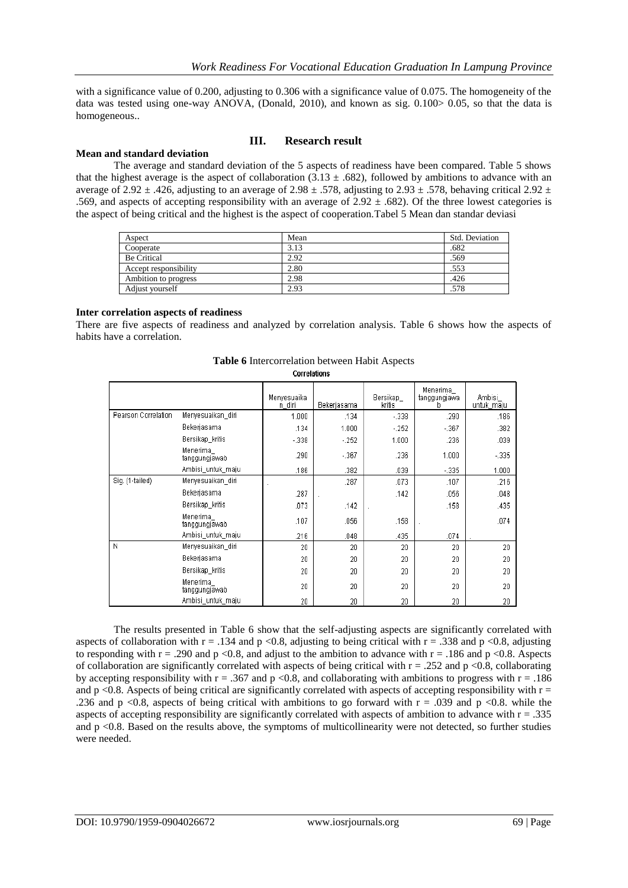with a significance value of 0.200, adjusting to 0.306 with a significance value of 0.075. The homogeneity of the data was tested using one-way ANOVA, (Donald, 2010), and known as sig. 0.100> 0.05, so that the data is homogeneous..

## III. Research result

### Mean and standard deviation

The average and standard deviation of the 5 aspects of readiness have been compared. Table 5 shows that the highest average is the aspect of collaboration (3.13 ± .682), followed by ambitions to advance with an average of 2.92 ± .426, adjusting to an average of 2.98 ± .578, adjusting to 2.93 ± .578, behaving critical 2.92 ± .569, and aspects of accepting responsibility with an average of 2.92 ± .682). Of the three lowest categories is the aspect of being critical and the highest is the aspect of cooperation.Tabel 5 Mean dan standar deviasi

| Aspect | Mean | Std. Deviation |
|---|---|---|
| Cooperate | 3.13 | .682 |
| Be Critical | 2.92 | .569 |
| Accept responsibility | 2.80 | .553 |
| Ambition to progress | 2.98 | .426 |
| Adjust yourself | 2.93 | .578 |

### Inter correlation aspects of readiness

There are five aspects of readiness and analyzed by correlation analysis. Table 6 shows how the aspects of habits have a correlation.

**Table 6** Intercorrelation between Habit Aspects

Correlations

| | | Menyesuaikan_diri | Bekerjasama | Bersikap_kritis | Menerima_tanggungjawab | Ambisi_untuk_maju |
|---|---|---|---|---|---|---|
| Pearson Correlation | Menyesuaikan_diri | 1.000 | .134 | -.338 | .290 | .186 |
| | Bekerjasama | .134 | 1.000 | -.252 | -.367 | .382 |
| | Bersikap_kritis | -.338 | -.252 | 1.000 | .236 | .039 |
| | Menerima_tanggungjawab | .290 | -.367 | .236 | 1.000 | -.335 |
| | Ambisi_untuk_maju | .186 | .382 | .039 | -.335 | 1.000 |
| Sig. (1-tailed) | Menyesuaikan_diri | . | .287 | .073 | .107 | .216 |
| | Bekerjasama | .287 | . | .142 | .056 | .048 |
| | Bersikap_kritis | .073 | .142 | . | .158 | .435 |
| | Menerima_tanggungjawab | .107 | .056 | .158 | . | .074 |
| | Ambisi_untuk_maju | .216 | .048 | .435 | .074 | . |
| N | Menyesuaikan_diri | 20 | 20 | 20 | 20 | 20 |
| | Bekerjasama | 20 | 20 | 20 | 20 | 20 |
| | Bersikap_kritis | 20 | 20 | 20 | 20 | 20 |
| | Menerima_tanggungjawab | 20 | 20 | 20 | 20 | 20 |
| | Ambisi_untuk_maju | 20 | 20 | 20 | 20 | 20 |

The results presented in Table 6 show that the self-adjusting aspects are significantly correlated with aspects of collaboration with r = .134 and p <0.8, adjusting to being critical with r = .338 and p <0.8, adjusting to responding with r = .290 and p <0.8, and adjust to the ambition to advance with r = .186 and p <0.8. Aspects of collaboration are significantly correlated with aspects of being critical with r = .252 and p <0.8, collaborating by accepting responsibility with r = .367 and p <0.8, and collaborating with ambitions to progress with r = .186 and p <0.8. Aspects of being critical are significantly correlated with aspects of accepting responsibility with r = .236 and p <0.8, aspects of being critical with ambitions to go forward with r = .039 and p <0.8. while the aspects of accepting responsibility are significantly correlated with aspects of ambition to advance with r = .335 and p <0.8. Based on the results above, the symptoms of multicollinearity were not detected, so further studies were needed.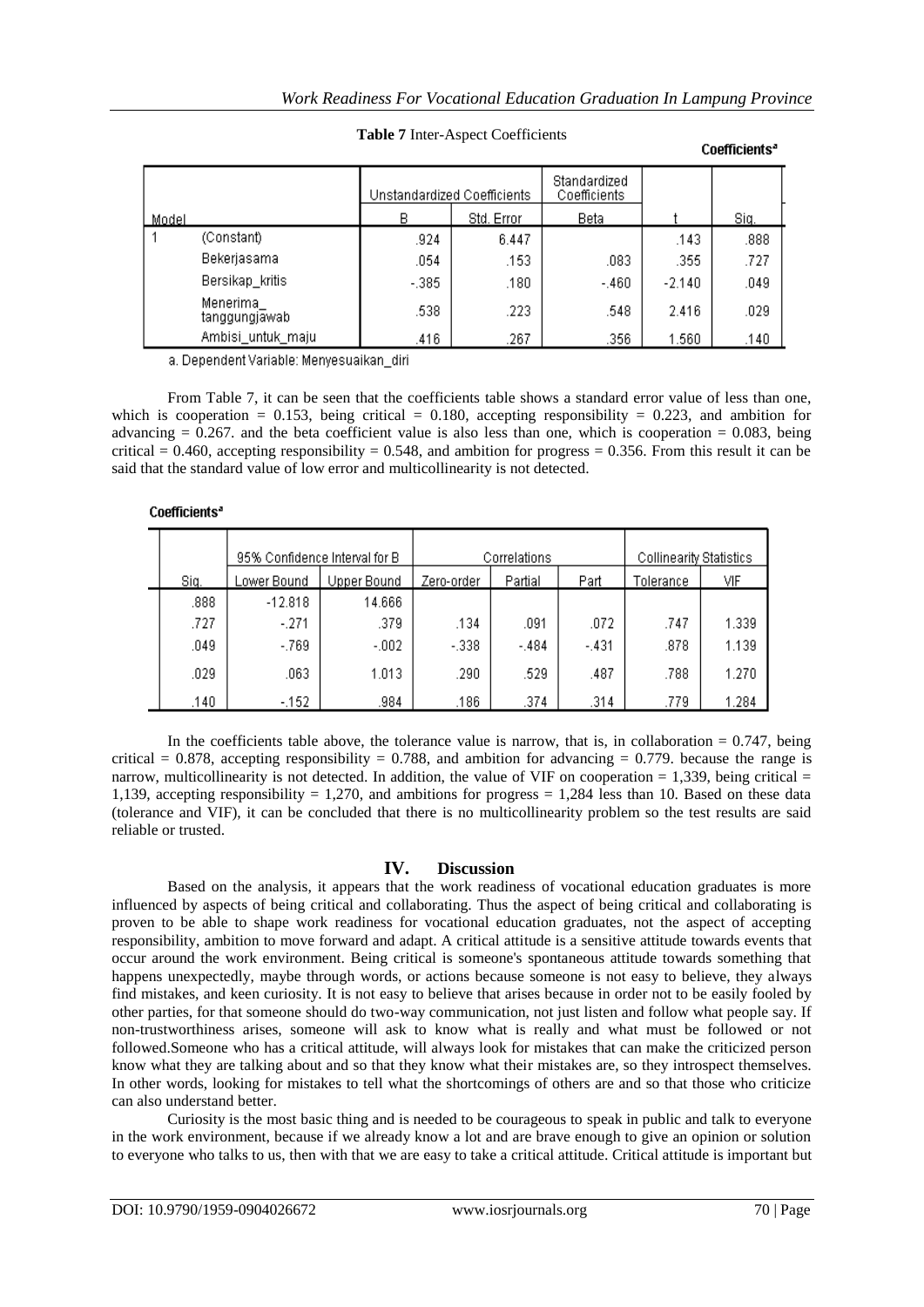**Table 7** Inter-Aspect Coefficients

**Coefficients**[a]

| Model | | Unstandardized Coefficients | | Standardized Coefficients | t | Sig. |
|---|---|---|---|---|---|---|
| | | B | Std. Error | Beta | | |
| 1 | (Constant) | .924 | 6.447 | | .143 | .888 |
| | Bekerjasama | .054 | .153 | .083 | .355 | .727 |
| | Bersikap_kritis | -.385 | .180 | -.460 | -2.140 | .049 |
| | Menerima_tanggungjawab | .538 | .223 | .548 | 2.416 | .029 |
| | Ambisi_untuk_maju | .416 | .267 | .356 | 1.560 | .140 |

a. Dependent Variable: Menyesuaikan_diri

From Table 7, it can be seen that the coefficients table shows a standard error value of less than one, which is cooperation = 0.153, being critical = 0.180, accepting responsibility = 0.223, and ambition for advancing = 0.267. and the beta coefficient value is also less than one, which is cooperation = 0.083, being critical = 0.460, accepting responsibility = 0.548, and ambition for progress = 0.356. From this result it can be said that the standard value of low error and multicollinearity is not detected.

**Coefficients**[a]

| Sig. | 95% Confidence Interval for B | | Correlations | | | Collinearity Statistics | |
|---|---|---|---|---|---|---|---|
| | Lower Bound | Upper Bound | Zero-order | Partial | Part | Tolerance | VIF |
| .888 | -12.818 | 14.666 | | | | | |
| .727 | -.271 | .379 | .134 | .091 | .072 | .747 | 1.339 |
| .049 | -.769 | -.002 | -.338 | -.484 | -.431 | .878 | 1.139 |
| .029 | .063 | 1.013 | .290 | .529 | .487 | .788 | 1.270 |
| .140 | -.152 | .984 | .186 | .374 | .314 | .779 | 1.284 |

In the coefficients table above, the tolerance value is narrow, that is, in collaboration = 0.747, being critical = 0.878, accepting responsibility = 0.788, and ambition for advancing = 0.779. because the range is narrow, multicollinearity is not detected. In addition, the value of VIF on cooperation = 1,339, being critical = 1,139, accepting responsibility = 1,270, and ambitions for progress = 1,284 less than 10. Based on these data (tolerance and VIF), it can be concluded that there is no multicollinearity problem so the test results are said reliable or trusted.

## IV. Discussion

Based on the analysis, it appears that the work readiness of vocational education graduates is more influenced by aspects of being critical and collaborating. Thus the aspect of being critical and collaborating is proven to be able to shape work readiness for vocational education graduates, not the aspect of accepting responsibility, ambition to move forward and adapt. A critical attitude is a sensitive attitude towards events that occur around the work environment. Being critical is someone's spontaneous attitude towards something that happens unexpectedly, maybe through words, or actions because someone is not easy to believe, they always find mistakes, and keen curiosity. It is not easy to believe that arises because in order not to be easily fooled by other parties, for that someone should do two-way communication, not just listen and follow what people say. If non-trustworthiness arises, someone will ask to know what is really and what must be followed or not followed.Someone who has a critical attitude, will always look for mistakes that can make the criticized person know what they are talking about and so that they know what their mistakes are, so they introspect themselves. In other words, looking for mistakes to tell what the shortcomings of others are and so that those who criticize can also understand better.

Curiosity is the most basic thing and is needed to be courageous to speak in public and talk to everyone in the work environment, because if we already know a lot and are brave enough to give an opinion or solution to everyone who talks to us, then with that we are easy to take a critical attitude. Critical attitude is important but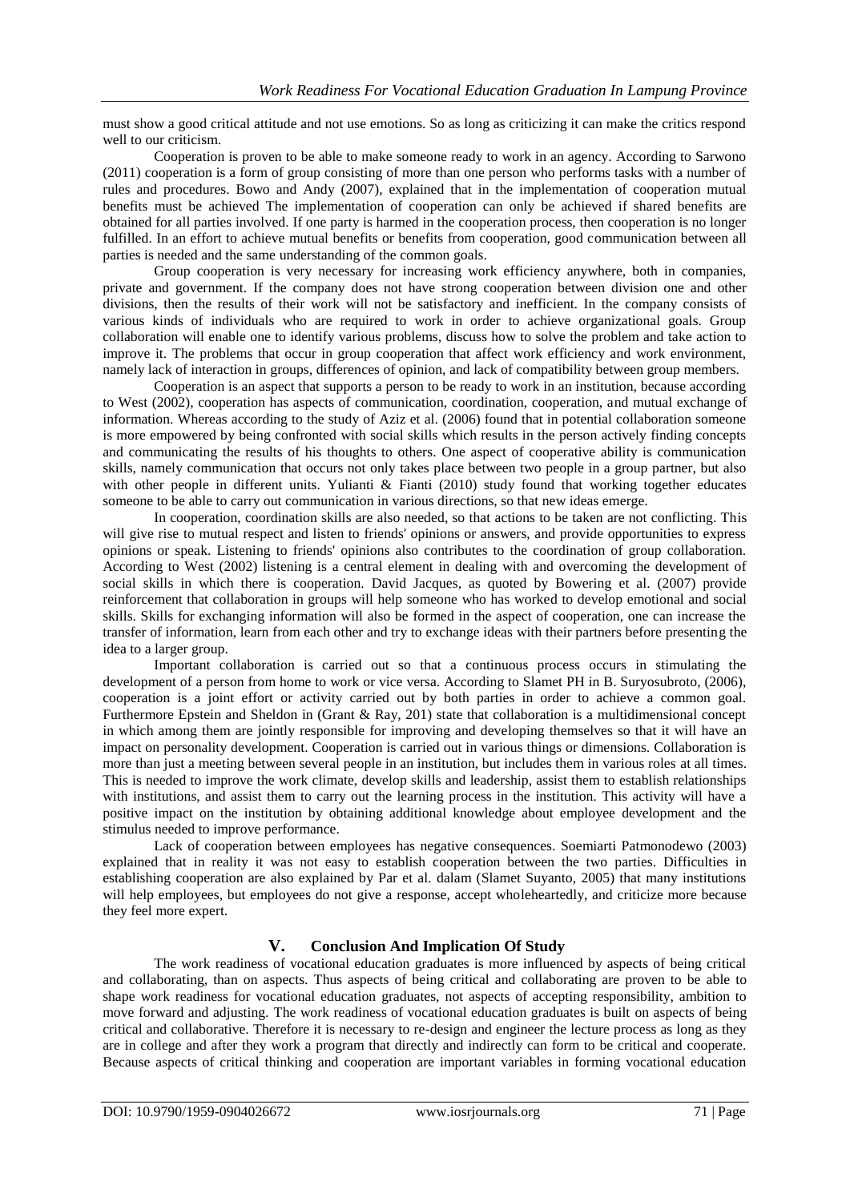must show a good critical attitude and not use emotions. So as long as criticizing it can make the critics respond well to our criticism.

Cooperation is proven to be able to make someone ready to work in an agency. According to Sarwono (2011) cooperation is a form of group consisting of more than one person who performs tasks with a number of rules and procedures. Bowo and Andy (2007), explained that in the implementation of cooperation mutual benefits must be achieved The implementation of cooperation can only be achieved if shared benefits are obtained for all parties involved. If one party is harmed in the cooperation process, then cooperation is no longer fulfilled. In an effort to achieve mutual benefits or benefits from cooperation, good communication between all parties is needed and the same understanding of the common goals.

Group cooperation is very necessary for increasing work efficiency anywhere, both in companies, private and government. If the company does not have strong cooperation between division one and other divisions, then the results of their work will not be satisfactory and inefficient. In the company consists of various kinds of individuals who are required to work in order to achieve organizational goals. Group collaboration will enable one to identify various problems, discuss how to solve the problem and take action to improve it. The problems that occur in group cooperation that affect work efficiency and work environment, namely lack of interaction in groups, differences of opinion, and lack of compatibility between group members.

Cooperation is an aspect that supports a person to be ready to work in an institution, because according to West (2002), cooperation has aspects of communication, coordination, cooperation, and mutual exchange of information. Whereas according to the study of Aziz et al. (2006) found that in potential collaboration someone is more empowered by being confronted with social skills which results in the person actively finding concepts and communicating the results of his thoughts to others. One aspect of cooperative ability is communication skills, namely communication that occurs not only takes place between two people in a group partner, but also with other people in different units. Yulianti & Fianti (2010) study found that working together educates someone to be able to carry out communication in various directions, so that new ideas emerge.

In cooperation, coordination skills are also needed, so that actions to be taken are not conflicting. This will give rise to mutual respect and listen to friends' opinions or answers, and provide opportunities to express opinions or speak. Listening to friends' opinions also contributes to the coordination of group collaboration. According to West (2002) listening is a central element in dealing with and overcoming the development of social skills in which there is cooperation. David Jacques, as quoted by Bowering et al. (2007) provide reinforcement that collaboration in groups will help someone who has worked to develop emotional and social skills. Skills for exchanging information will also be formed in the aspect of cooperation, one can increase the transfer of information, learn from each other and try to exchange ideas with their partners before presenting the idea to a larger group.

Important collaboration is carried out so that a continuous process occurs in stimulating the development of a person from home to work or vice versa. According to Slamet PH in B. Suryosubroto, (2006), cooperation is a joint effort or activity carried out by both parties in order to achieve a common goal. Furthermore Epstein and Sheldon in (Grant & Ray, 201) state that collaboration is a multidimensional concept in which among them are jointly responsible for improving and developing themselves so that it will have an impact on personality development. Cooperation is carried out in various things or dimensions. Collaboration is more than just a meeting between several people in an institution, but includes them in various roles at all times. This is needed to improve the work climate, develop skills and leadership, assist them to establish relationships with institutions, and assist them to carry out the learning process in the institution. This activity will have a positive impact on the institution by obtaining additional knowledge about employee development and the stimulus needed to improve performance.

Lack of cooperation between employees has negative consequences. Soemiarti Patmonodewo (2003) explained that in reality it was not easy to establish cooperation between the two parties. Difficulties in establishing cooperation are also explained by Par et al. dalam (Slamet Suyanto, 2005) that many institutions will help employees, but employees do not give a response, accept wholeheartedly, and criticize more because they feel more expert.

## V. Conclusion And Implication Of Study

The work readiness of vocational education graduates is more influenced by aspects of being critical and collaborating, than on aspects. Thus aspects of being critical and collaborating are proven to be able to shape work readiness for vocational education graduates, not aspects of accepting responsibility, ambition to move forward and adjusting. The work readiness of vocational education graduates is built on aspects of being critical and collaborative. Therefore it is necessary to re-design and engineer the lecture process as long as they are in college and after they work a program that directly and indirectly can form to be critical and cooperate. Because aspects of critical thinking and cooperation are important variables in forming vocational education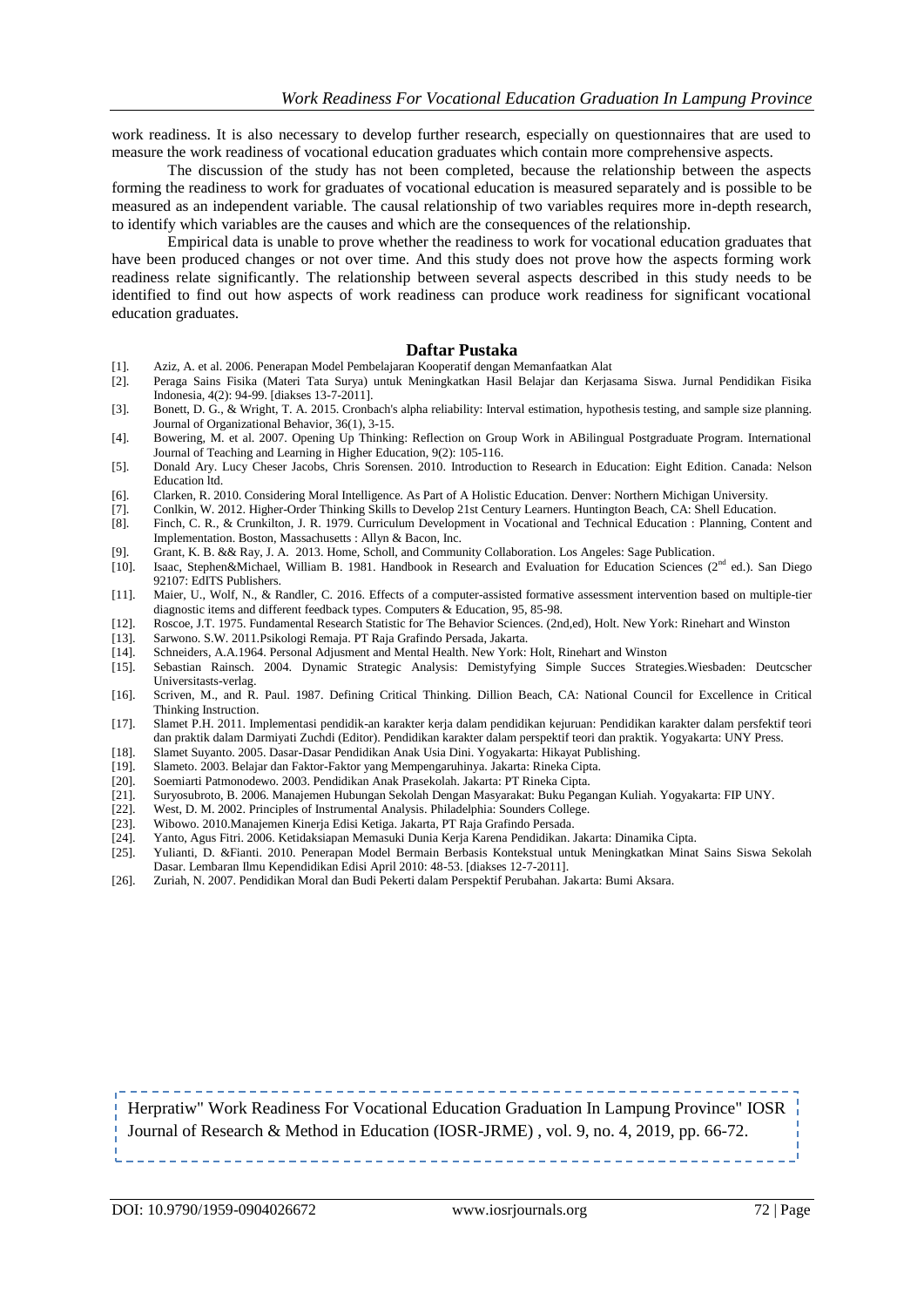work readiness. It is also necessary to develop further research, especially on questionnaires that are used to measure the work readiness of vocational education graduates which contain more comprehensive aspects.

The discussion of the study has not been completed, because the relationship between the aspects forming the readiness to work for graduates of vocational education is measured separately and is possible to be measured as an independent variable. The causal relationship of two variables requires more in-depth research, to identify which variables are the causes and which are the consequences of the relationship.

Empirical data is unable to prove whether the readiness to work for vocational education graduates that have been produced changes or not over time. And this study does not prove how the aspects forming work readiness relate significantly. The relationship between several aspects described in this study needs to be identified to find out how aspects of work readiness can produce work readiness for significant vocational education graduates.

## Daftar Pustaka

[1]. Aziz, A. et al. 2006. Penerapan Model Pembelajaran Kooperatif dengan Memanfaatkan Alat
[2]. Peraga Sains Fisika (Materi Tata Surya) untuk Meningkatkan Hasil Belajar dan Kerjasama Siswa. Jurnal Pendidikan Fisika Indonesia, 4(2): 94-99. [diakses 13-7-2011].
[3]. Bonett, D. G., & Wright, T. A. 2015. Cronbach's alpha reliability: Interval estimation, hypothesis testing, and sample size planning. Journal of Organizational Behavior, 36(1), 3-15.
[4]. Bowering, M. et al. 2007. Opening Up Thinking: Reflection on Group Work in ABilingual Postgraduate Program. International Journal of Teaching and Learning in Higher Education, 9(2): 105-116.
[5]. Donald Ary. Lucy Cheser Jacobs, Chris Sorensen. 2010. Introduction to Research in Education: Eight Edition. Canada: Nelson Education ltd.
[6]. Clarken, R. 2010. Considering Moral Intelligence. As Part of A Holistic Education. Denver: Northern Michigan University.
[7]. Conlkin, W. 2012. Higher-Order Thinking Skills to Develop 21st Century Learners. Huntington Beach, CA: Shell Education.
[8]. Finch, C. R., & Crunkilton, J. R. 1979. Curriculum Development in Vocational and Technical Education : Planning, Content and Implementation. Boston, Massachusetts : Allyn & Bacon, Inc.
[9]. Grant, K. B. && Ray, J. A. 2013. Home, Scholl, and Community Collaboration. Los Angeles: Sage Publication.
[10]. Isaac, Stephen&Michael, William B. 1981. Handbook in Research and Evaluation for Education Sciences (2nd ed.). San Diego 92107: EdITS Publishers.
[11]. Maier, U., Wolf, N., & Randler, C. 2016. Effects of a computer-assisted formative assessment intervention based on multiple-tier diagnostic items and different feedback types. Computers & Education, 95, 85-98.
[12]. Roscoe, J.T. 1975. Fundamental Research Statistic for The Behavior Sciences. (2nd,ed), Holt. New York: Rinehart and Winston
[13]. Sarwono. S.W. 2011.Psikologi Remaja. PT Raja Grafindo Persada, Jakarta.
[14]. Schneiders, A.A.1964. Personal Adjusment and Mental Health. New York: Holt, Rinehart and Winston
[15]. Sebastian Rainsch. 2004. Dynamic Strategic Analysis: Demistyfying Simple Succes Strategies.Wiesbaden: Deutcscher Universitasts-verlag.
[16]. Scriven, M., and R. Paul. 1987. Defining Critical Thinking. Dillion Beach, CA: National Council for Excellence in Critical Thinking Instruction.
[17]. Slamet P.H. 2011. Implementasi pendidik-an karakter kerja dalam pendidikan kejuruan: Pendidikan karakter dalam persfektif teori dan praktik dalam Darmiyati Zuchdi (Editor). Pendidikan karakter dalam perspektif teori dan praktik. Yogyakarta: UNY Press.
[18]. Slamet Suyanto. 2005. Dasar-Dasar Pendidikan Anak Usia Dini. Yogyakarta: Hikayat Publishing.
[19]. Slameto. 2003. Belajar dan Faktor-Faktor yang Mempengaruhinya. Jakarta: Rineka Cipta.
[20]. Soemiarti Patmonodewo. 2003. Pendidikan Anak Prasekolah. Jakarta: PT Rineka Cipta.
[21]. Suryosubroto, B. 2006. Manajemen Hubungan Sekolah Dengan Masyarakat: Buku Pegangan Kuliah. Yogyakarta: FIP UNY.
[22]. West, D. M. 2002. Principles of Instrumental Analysis. Philadelphia: Sounders College.
[23]. Wibowo. 2010.Manajemen Kinerja Edisi Ketiga. Jakarta, PT Raja Grafindo Persada.
[24]. Yanto, Agus Fitri. 2006. Ketidaksiapan Memasuki Dunia Kerja Karena Pendidikan. Jakarta: Dinamika Cipta.
[25]. Yulianti, D. &Fianti. 2010. Penerapan Model Bermain Berbasis Kontekstual untuk Meningkatkan Minat Sains Siswa Sekolah Dasar. Lembaran Ilmu Kependidikan Edisi April 2010: 48-53. [diakses 12-7-2011].
[26]. Zuriah, N. 2007. Pendidikan Moral dan Budi Pekerti dalam Perspektif Perubahan. Jakarta: Bumi Aksara.

Herpratiw" Work Readiness For Vocational Education Graduation In Lampung Province" IOSR Journal of Research & Method in Education (IOSR-JRME) , vol. 9, no. 4, 2019, pp. 66-72.